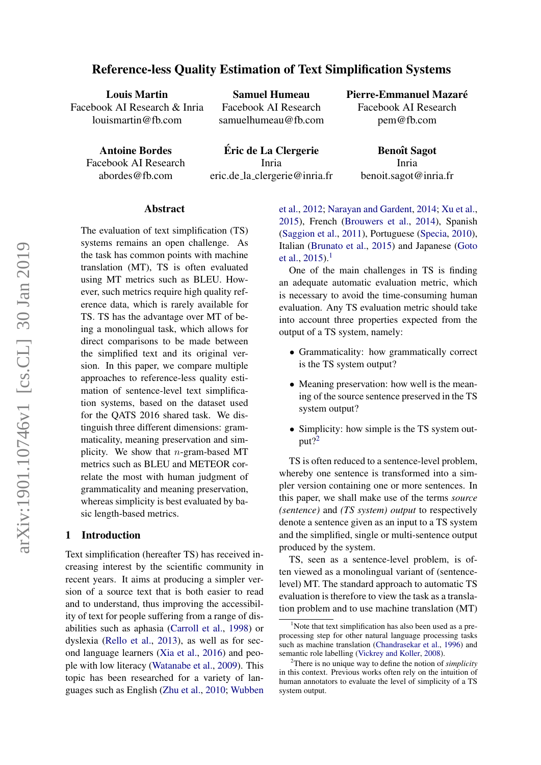# Reference-less Quality Estimation of Text Simplification Systems

**Louis Martin**
Facebook AI Research & Inria
louismartin@fb.com

**Samuel Humeau**
Facebook AI Research
samuelhumeau@fb.com

**Pierre-Emmanuel Mazaré**
Facebook AI Research
pem@fb.com

**Antoine Bordes**
Facebook AI Research
abordes@fb.com

**Éric de La Clergerie**
Inria
eric.de_la_clergerie@inria.fr

**Benoît Sagot**
Inria
benoit.sagot@inria.fr

## Abstract

The evaluation of text simplification (TS) systems remains an open challenge. As the task has common points with machine translation (MT), TS is often evaluated using MT metrics such as BLEU. However, such metrics require high quality reference data, which is rarely available for TS. TS has the advantage over MT of being a monolingual task, which allows for direct comparisons to be made between the simplified text and its original version. In this paper, we compare multiple approaches to reference-less quality estimation of sentence-level text simplification systems, based on the dataset used for the QATS 2016 shared task. We distinguish three different dimensions: grammaticality, meaning preservation and simplicity. We show that $n$-gram-based MT metrics such as BLEU and METEOR correlate the most with human judgment of grammaticality and meaning preservation, whereas simplicity is best evaluated by basic length-based metrics.

## 1 Introduction

Text simplification (hereafter TS) has received increasing interest by the scientific community in recent years. It aims at producing a simpler version of a source text that is both easier to read and to understand, thus improving the accessibility of text for people suffering from a range of disabilities such as aphasia (Carroll et al., 1998) or dyslexia (Rello et al., 2013), as well as for second language learners (Xia et al., 2016) and people with low literacy (Watanabe et al., 2009). This topic has been researched for a variety of languages such as English (Zhu et al., 2010; Wubben et al., 2012; Narayan and Gardent, 2014; Xu et al., 2015), French (Brouwers et al., 2014), Spanish (Saggion et al., 2011), Portuguese (Specia, 2010), Italian (Brunato et al., 2015) and Japanese (Goto et al., 2015).[1]

One of the main challenges in TS is finding an adequate automatic evaluation metric, which is necessary to avoid the time-consuming human evaluation. Any TS evaluation metric should take into account three properties expected from the output of a TS system, namely:

- Grammaticality: how grammatically correct is the TS system output?
- Meaning preservation: how well is the meaning of the source sentence preserved in the TS system output?
- Simplicity: how simple is the TS system output?[2]

TS is often reduced to a sentence-level problem, whereby one sentence is transformed into a simpler version containing one or more sentences. In this paper, we shall make use of the terms *source (sentence)* and *(TS system) output* to respectively denote a sentence given as an input to a TS system and the simplified, single or multi-sentence output produced by the system.

TS, seen as a sentence-level problem, is often viewed as a monolingual variant of (sentence-level) MT. The standard approach to automatic TS evaluation is therefore to view the task as a translation problem and to use machine translation (MT)

[1] Note that text simplification has also been used as a preprocessing step for other natural language processing tasks such as machine translation (Chandrasekar et al., 1996) and semantic role labelling (Vickrey and Koller, 2008).

[2] There is no unique way to define the notion of *simplicity* in this context. Previous works often rely on the intuition of human annotators to evaluate the level of simplicity of a TS system output.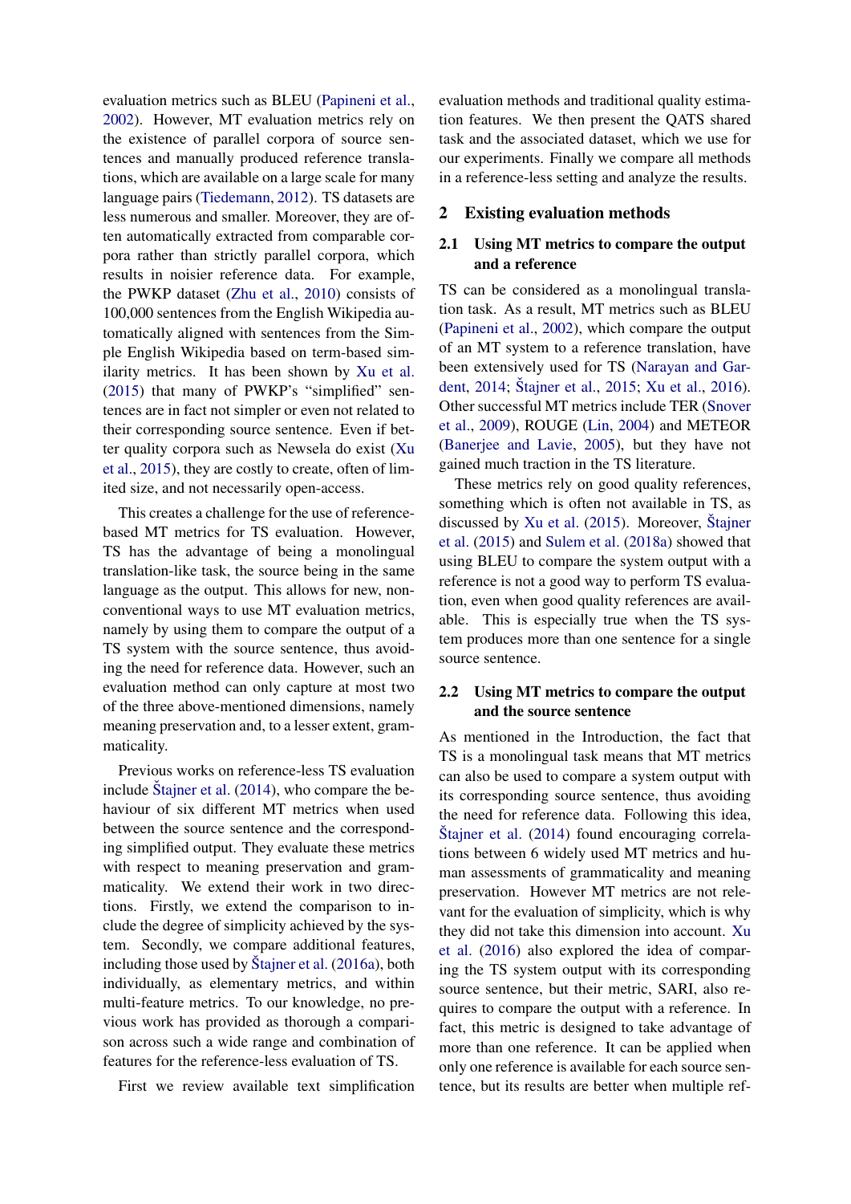evaluation metrics such as BLEU (Papineni et al., 2002). However, MT evaluation metrics rely on the existence of parallel corpora of source sentences and manually produced reference translations, which are available on a large scale for many language pairs (Tiedemann, 2012). TS datasets are less numerous and smaller. Moreover, they are often automatically extracted from comparable corpora rather than strictly parallel corpora, which results in noisier reference data. For example, the PWKP dataset (Zhu et al., 2010) consists of 100,000 sentences from the English Wikipedia automatically aligned with sentences from the Simple English Wikipedia based on term-based similarity metrics. It has been shown by Xu et al. (2015) that many of PWKP's "simplified" sentences are in fact not simpler or even not related to their corresponding source sentence. Even if better quality corpora such as Newsela do exist (Xu et al., 2015), they are costly to create, often of limited size, and not necessarily open-access.

This creates a challenge for the use of reference-based MT metrics for TS evaluation. However, TS has the advantage of being a monolingual translation-like task, the source being in the same language as the output. This allows for new, non-conventional ways to use MT evaluation metrics, namely by using them to compare the output of a TS system with the source sentence, thus avoiding the need for reference data. However, such an evaluation method can only capture at most two of the three above-mentioned dimensions, namely meaning preservation and, to a lesser extent, grammaticality.

Previous works on reference-less TS evaluation include Štajner et al. (2014), who compare the behaviour of six different MT metrics when used between the source sentence and the corresponding simplified output. They evaluate these metrics with respect to meaning preservation and grammaticality. We extend their work in two directions. Firstly, we extend the comparison to include the degree of simplicity achieved by the system. Secondly, we compare additional features, including those used by Štajner et al. (2016a), both individually, as elementary metrics, and within multi-feature metrics. To our knowledge, no previous work has provided as thorough a comparison across such a wide range and combination of features for the reference-less evaluation of TS.

First we review available text simplification evaluation methods and traditional quality estimation features. We then present the QATS shared task and the associated dataset, which we use for our experiments. Finally we compare all methods in a reference-less setting and analyze the results.

## 2 Existing evaluation methods

### 2.1 Using MT metrics to compare the output and a reference

TS can be considered as a monolingual translation task. As a result, MT metrics such as BLEU (Papineni et al., 2002), which compare the output of an MT system to a reference translation, have been extensively used for TS (Narayan and Gardent, 2014; Štajner et al., 2015; Xu et al., 2016). Other successful MT metrics include TER (Snover et al., 2009), ROUGE (Lin, 2004) and METEOR (Banerjee and Lavie, 2005), but they have not gained much traction in the TS literature.

These metrics rely on good quality references, something which is often not available in TS, as discussed by Xu et al. (2015). Moreover, Štajner et al. (2015) and Sulem et al. (2018a) showed that using BLEU to compare the system output with a reference is not a good way to perform TS evaluation, even when good quality references are available. This is especially true when the TS system produces more than one sentence for a single source sentence.

### 2.2 Using MT metrics to compare the output and the source sentence

As mentioned in the Introduction, the fact that TS is a monolingual task means that MT metrics can also be used to compare a system output with its corresponding source sentence, thus avoiding the need for reference data. Following this idea, Štajner et al. (2014) found encouraging correlations between 6 widely used MT metrics and human assessments of grammaticality and meaning preservation. However MT metrics are not relevant for the evaluation of simplicity, which is why they did not take this dimension into account. Xu et al. (2016) also explored the idea of comparing the TS system output with its corresponding source sentence, but their metric, SARI, also requires to compare the output with a reference. In fact, this metric is designed to take advantage of more than one reference. It can be applied when only one reference is available for each source sentence, but its results are better when multiple ref-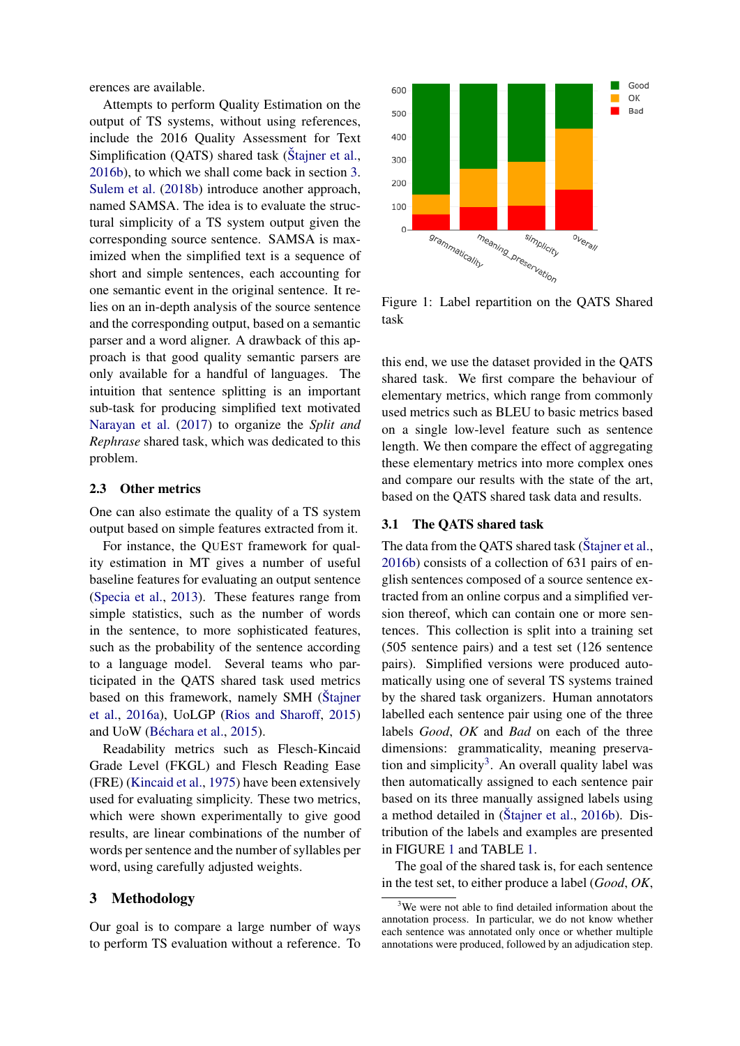erences are available.

Attempts to perform Quality Estimation on the output of TS systems, without using references, include the 2016 Quality Assessment for Text Simplification (QATS) shared task (Štajner et al., 2016b), to which we shall come back in section 3. Sulem et al. (2018b) introduce another approach, named SAMSA. The idea is to evaluate the structural simplicity of a TS system output given the corresponding source sentence. SAMSA is maximized when the simplified text is a sequence of short and simple sentences, each accounting for one semantic event in the original sentence. It relies on an in-depth analysis of the source sentence and the corresponding output, based on a semantic parser and a word aligner. A drawback of this approach is that good quality semantic parsers are only available for a handful of languages. The intuition that sentence splitting is an important sub-task for producing simplified text motivated Narayan et al. (2017) to organize the *Split and Rephrase* shared task, which was dedicated to this problem.

## 2.3 Other metrics

One can also estimate the quality of a TS system output based on simple features extracted from it.

For instance, the QuEst framework for quality estimation in MT gives a number of useful baseline features for evaluating an output sentence (Specia et al., 2013). These features range from simple statistics, such as the number of words in the sentence, to more sophisticated features, such as the probability of the sentence according to a language model. Several teams who participated in the QATS shared task used metrics based on this framework, namely SMH (Štajner et al., 2016a), UoLGP (Rios and Sharoff, 2015) and UoW (Béchara et al., 2015).

Readability metrics such as Flesch-Kincaid Grade Level (FKGL) and Flesch Reading Ease (FRE) (Kincaid et al., 1975) have been extensively used for evaluating simplicity. These two metrics, which were shown experimentally to give good results, are linear combinations of the number of words per sentence and the number of syllables per word, using carefully adjusted weights.

# 3 Methodology

Our goal is to compare a large number of ways to perform TS evaluation without a reference. To this end, we use the dataset provided in the QATS shared task. We first compare the behaviour of elementary metrics, which range from commonly used metrics such as BLEU to basic metrics based on a single low-level feature such as sentence length. We then compare the effect of aggregating these elementary metrics into more complex ones and compare our results with the state of the art, based on the QATS shared task data and results.

Figure 1: Label repartition on the QATS Shared task

## 3.1 The QATS shared task

The data from the QATS shared task (Štajner et al., 2016b) consists of a collection of 631 pairs of english sentences composed of a source sentence extracted from an online corpus and a simplified version thereof, which can contain one or more sentences. This collection is split into a training set (505 sentence pairs) and a test set (126 sentence pairs). Simplified versions were produced automatically using one of several TS systems trained by the shared task organizers. Human annotators labelled each sentence pair using one of the three labels *Good*, *OK* and *Bad* on each of the three dimensions: grammaticality, meaning preservation and simplicity[3]. An overall quality label was then automatically assigned to each sentence pair based on its three manually assigned labels using a method detailed in (Štajner et al., 2016b). Distribution of the labels and examples are presented in FIGURE 1 and TABLE 1.

The goal of the shared task is, for each sentence in the test set, to either produce a label (*Good*, *OK*,

[3]We were not able to find detailed information about the annotation process. In particular, we do not know whether each sentence was annotated only once or whether multiple annotations were produced, followed by an adjudication step.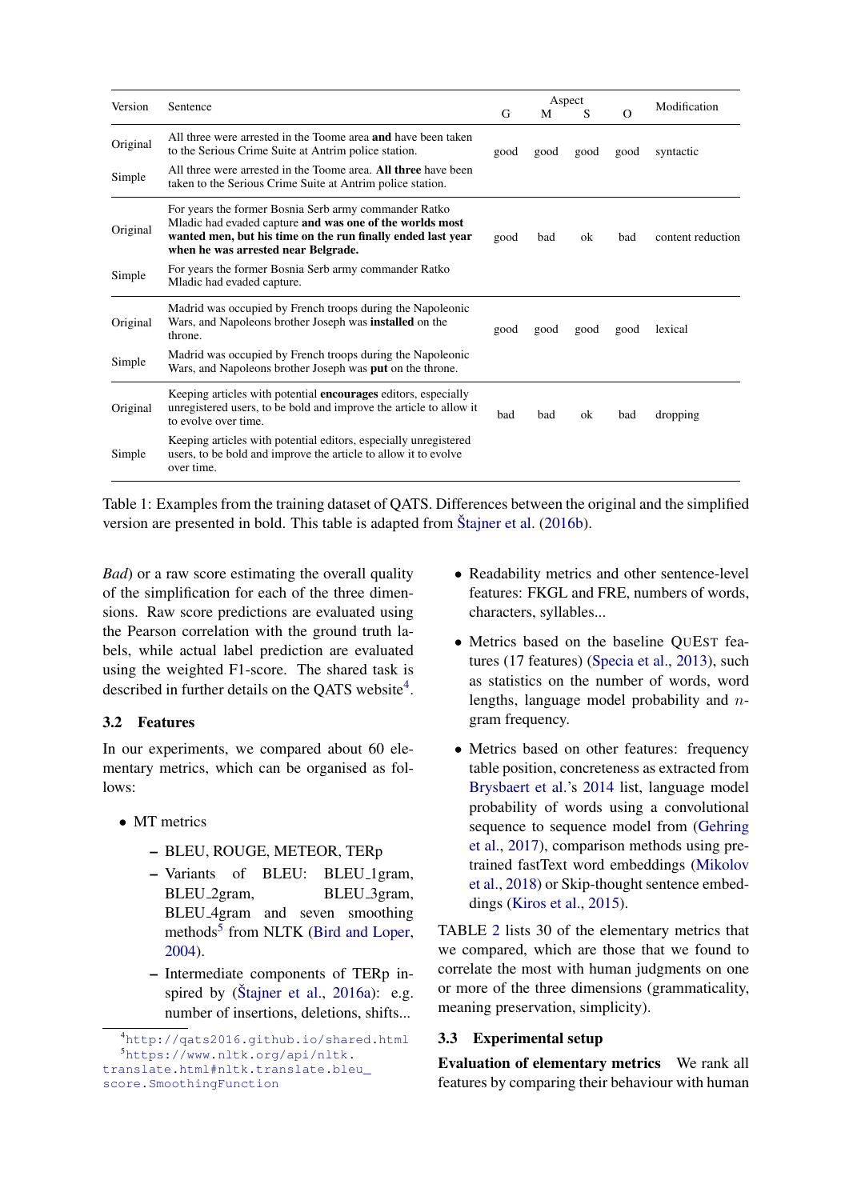| Version | Sentence | Aspect | | | | Modification |
|---|---|---|---|---|---|---|
| | | G | M | S | O | |
| Original | All three were arrested in the Toome area **and** have been taken to the Serious Crime Suite at Antrim police station. | good | good | good | good | syntactic |
| Simple | All three were arrested in the Toome area. **All three** have been taken to the Serious Crime Suite at Antrim police station. | | | | | |
| Original | For years the former Bosnia Serb army commander Ratko Mladic had evaded capture **and was one of the worlds most wanted men, but his time on the run finally ended last year when he was arrested near Belgrade.** | good | bad | ok | bad | content reduction |
| Simple | For years the former Bosnia Serb army commander Ratko Mladic had evaded capture. | | | | | |
| Original | Madrid was occupied by French troops during the Napoleonic Wars, and Napoleons brother Joseph was **installed** on the throne. | good | good | good | good | lexical |
| Simple | Madrid was occupied by French troops during the Napoleonic Wars, and Napoleons brother Joseph was **put** on the throne. | | | | | |
| Original | Keeping articles with potential **encourages** editors, especially unregistered users, to be bold and improve the article to allow it to evolve over time. | bad | bad | ok | bad | dropping |
| Simple | Keeping articles with potential editors, especially unregistered users, to be bold and improve the article to allow it to evolve over time. | | | | | |

Table 1: Examples from the training dataset of QATS. Differences between the original and the simplified version are presented in bold. This table is adapted from Štajner et al. (2016b).

*Bad*) or a raw score estimating the overall quality of the simplification for each of the three dimensions. Raw score predictions are evaluated using the Pearson correlation with the ground truth labels, while actual label prediction are evaluated using the weighted F1-score. The shared task is described in further details on the QATS website[4].

### 3.2 Features

In our experiments, we compared about 60 elementary metrics, which can be organised as follows:

- MT metrics
  - BLEU, ROUGE, METEOR, TERp
  - Variants of BLEU: BLEU_1gram, BLEU_2gram, BLEU_3gram, BLEU_4gram and seven smoothing methods[5] from NLTK (Bird and Loper, 2004).
  - Intermediate components of TERp inspired by (Štajner et al., 2016a): e.g. number of insertions, deletions, shifts...
- Readability metrics and other sentence-level features: FKGL and FRE, numbers of words, characters, syllables...
- Metrics based on the baseline QuEst features (17 features) (Specia et al., 2013), such as statistics on the number of words, word lengths, language model probability and $n$-gram frequency.
- Metrics based on other features: frequency table position, concreteness as extracted from Brysbaert et al.'s 2014 list, language model probability of words using a convolutional sequence to sequence model from (Gehring et al., 2017), comparison methods using pre-trained fastText word embeddings (Mikolov et al., 2018) or Skip-thought sentence embeddings (Kiros et al., 2015).

TABLE 2 lists 30 of the elementary metrics that we compared, which are those that we found to correlate the most with human judgments on one or more of the three dimensions (grammaticality, meaning preservation, simplicity).

### 3.3 Experimental setup

**Evaluation of elementary metrics** We rank all features by comparing their behaviour with human

[4] http://qats2016.github.io/shared.html

[5] https://www.nltk.org/api/nltk.translate.html#nltk.translate.bleu_score.SmoothingFunction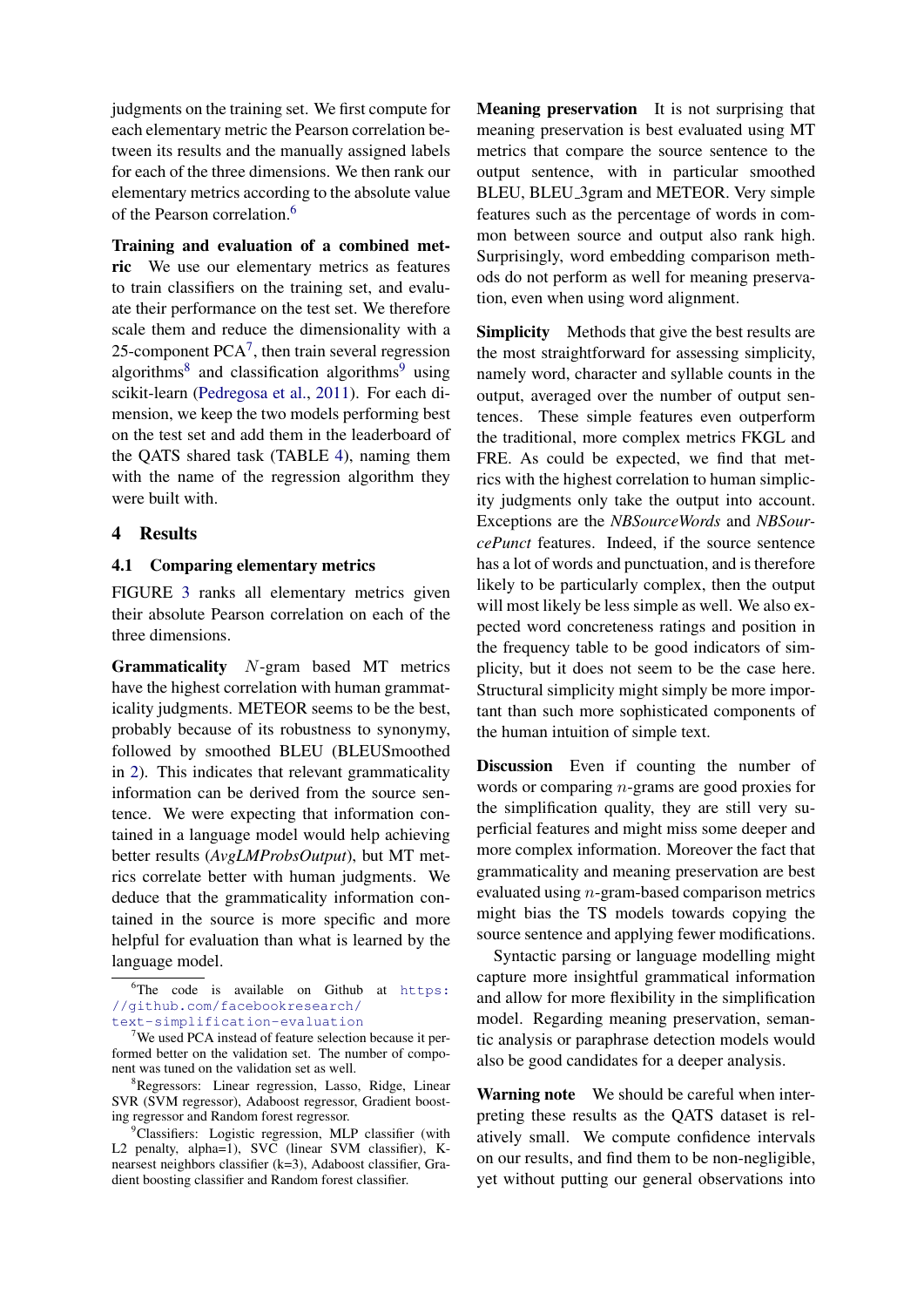judgments on the training set. We first compute for each elementary metric the Pearson correlation between its results and the manually assigned labels for each of the three dimensions. We then rank our elementary metrics according to the absolute value of the Pearson correlation.[6]

**Training and evaluation of a combined metric** We use our elementary metrics as features to train classifiers on the training set, and evaluate their performance on the test set. We therefore scale them and reduce the dimensionality with a 25-component PCA[7], then train several regression algorithms[8] and classification algorithms[9] using scikit-learn (Pedregosa et al., 2011). For each dimension, we keep the two models performing best on the test set and add them in the leaderboard of the QATS shared task (TABLE 4), naming them with the name of the regression algorithm they were built with.

## 4 Results

### 4.1 Comparing elementary metrics

FIGURE 3 ranks all elementary metrics given their absolute Pearson correlation on each of the three dimensions.

**Grammaticality** $N$-gram based MT metrics have the highest correlation with human grammaticality judgments. METEOR seems to be the best, probably because of its robustness to synonymy, followed by smoothed BLEU (BLEUSmoothed in 2). This indicates that relevant grammaticality information can be derived from the source sentence. We were expecting that information contained in a language model would help achieving better results (*AvgLMProbsOutput*), but MT metrics correlate better with human judgments. We deduce that the grammaticality information contained in the source is more specific and more helpful for evaluation than what is learned by the language model.

**Meaning preservation** It is not surprising that meaning preservation is best evaluated using MT metrics that compare the source sentence to the output sentence, with in particular smoothed BLEU, BLEU_3gram and METEOR. Very simple features such as the percentage of words in common between source and output also rank high. Surprisingly, word embedding comparison methods do not perform as well for meaning preservation, even when using word alignment.

**Simplicity** Methods that give the best results are the most straightforward for assessing simplicity, namely word, character and syllable counts in the output, averaged over the number of output sentences. These simple features even outperform the traditional, more complex metrics FKGL and FRE. As could be expected, we find that metrics with the highest correlation to human simplicity judgments only take the output into account. Exceptions are the *NBSourceWords* and *NBSourcePunct* features. Indeed, if the source sentence has a lot of words and punctuation, and is therefore likely to be particularly complex, then the output will most likely be less simple as well. We also expected word concreteness ratings and position in the frequency table to be good indicators of simplicity, but it does not seem to be the case here. Structural simplicity might simply be more important than such more sophisticated components of the human intuition of simple text.

**Discussion** Even if counting the number of words or comparing $n$-grams are good proxies for the simplification quality, they are still very superficial features and might miss some deeper and more complex information. Moreover the fact that grammaticality and meaning preservation are best evaluated using $n$-gram-based comparison metrics might bias the TS models towards copying the source sentence and applying fewer modifications.

Syntactic parsing or language modelling might capture more insightful grammatical information and allow for more flexibility in the simplification model. Regarding meaning preservation, semantic analysis or paraphrase detection models would also be good candidates for a deeper analysis.

**Warning note** We should be careful when interpreting these results as the QATS dataset is relatively small. We compute confidence intervals on our results, and find them to be non-negligible, yet without putting our general observations into

---

[6]The code is available on Github at https://github.com/facebookresearch/text-simplification-evaluation

[7]We used PCA instead of feature selection because it performed better on the validation set. The number of component was tuned on the validation set as well.

[8]Regressors: Linear regression, Lasso, Ridge, Linear SVR (SVM regressor), Adaboost regressor, Gradient boosting regressor and Random forest regressor.

[9]Classifiers: Logistic regression, MLP classifier (with L2 penalty, alpha=1), SVC (linear SVM classifier), K-nearsest neighbors classifier (k=3), Adaboost classifier, Gradient boosting classifier and Random forest classifier.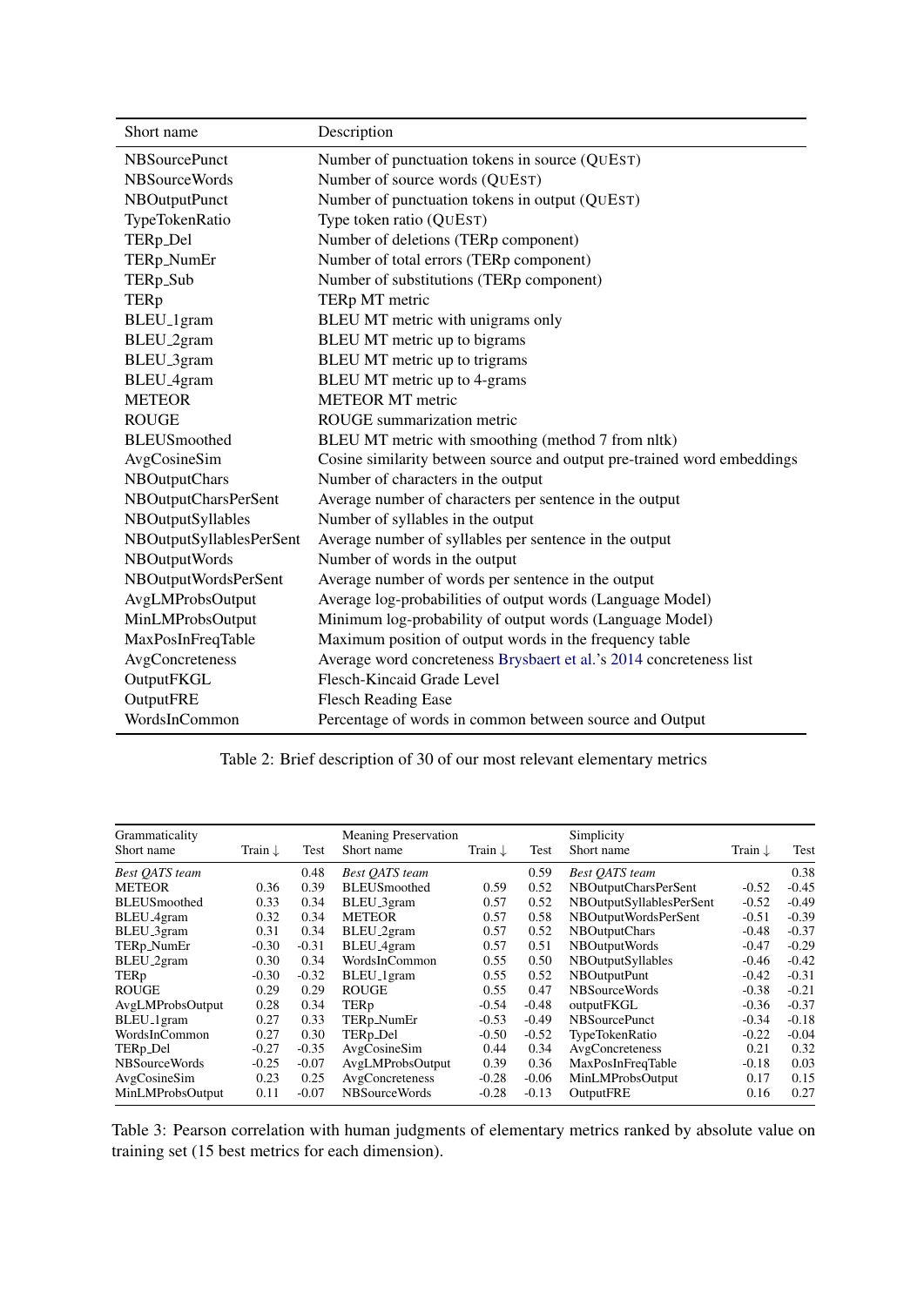| Short name | Description |
|---|---|
| NBSourcePunct | Number of punctuation tokens in source (QUEST) |
| NBSourceWords | Number of source words (QUEST) |
| NBOutputPunct | Number of punctuation tokens in output (QUEST) |
| TypeTokenRatio | Type token ratio (QUEST) |
| TERp_Del | Number of deletions (TERp component) |
| TERp_NumEr | Number of total errors (TERp component) |
| TERp_Sub | Number of substitutions (TERp component) |
| TERp | TERp MT metric |
| BLEU_1gram | BLEU MT metric with unigrams only |
| BLEU_2gram | BLEU MT metric up to bigrams |
| BLEU_3gram | BLEU MT metric up to trigrams |
| BLEU_4gram | BLEU MT metric up to 4-grams |
| METEOR | METEOR MT metric |
| ROUGE | ROUGE summarization metric |
| BLEUSmoothed | BLEU MT metric with smoothing (method 7 from nltk) |
| AvgCosineSim | Cosine similarity between source and output pre-trained word embeddings |
| NBOutputChars | Number of characters in the output |
| NBOutputCharsPerSent | Average number of characters per sentence in the output |
| NBOutputSyllables | Number of syllables in the output |
| NBOutputSyllablesPerSent | Average number of syllables per sentence in the output |
| NBOutputWords | Number of words in the output |
| NBOutputWordsPerSent | Average number of words per sentence in the output |
| AvgLMProbsOutput | Average log-probabilities of output words (Language Model) |
| MinLMProbsOutput | Minimum log-probability of output words (Language Model) |
| MaxPosInFreqTable | Maximum position of output words in the frequency table |
| AvgConcreteness | Average word concreteness Brysbaert et al.'s 2014 concreteness list |
| OutputFKGL | Flesch-Kincaid Grade Level |
| OutputFRE | Flesch Reading Ease |
| WordsInCommon | Percentage of words in common between source and Output |

Table 2: Brief description of 30 of our most relevant elementary metrics

| Grammaticality | | | Meaning Preservation | | | Simplicity | | |
|---|---|---|---|---|---|---|---|---|
| Short name | Train ↓ | Test | Short name | Train ↓ | Test | Short name | Train ↓ | Test |
| *Best QATS team* | | 0.48 | *Best QATS team* | | 0.59 | *Best QATS team* | | 0.38 |
| METEOR | 0.36 | 0.39 | BLEUSmoothed | 0.59 | 0.52 | NBOutputCharsPerSent | -0.52 | -0.45 |
| BLEUSmoothed | 0.33 | 0.34 | BLEU_3gram | 0.57 | 0.52 | NBOutputSyllablesPerSent | -0.52 | -0.49 |
| BLEU_4gram | 0.32 | 0.34 | METEOR | 0.57 | 0.58 | NBOutputWordsPerSent | -0.51 | -0.39 |
| BLEU_3gram | 0.31 | 0.34 | BLEU_2gram | 0.57 | 0.52 | NBOutputChars | -0.48 | -0.37 |
| TERp_NumEr | -0.30 | -0.31 | BLEU_4gram | 0.57 | 0.51 | NBOutputWords | -0.47 | -0.29 |
| BLEU_2gram | 0.30 | 0.34 | WordsInCommon | 0.55 | 0.50 | NBOutputSyllables | -0.46 | -0.42 |
| TERp | -0.30 | -0.32 | BLEU_1gram | 0.55 | 0.52 | NBOutputPunt | -0.42 | -0.31 |
| ROUGE | 0.29 | 0.29 | ROUGE | 0.55 | 0.47 | NBSourceWords | -0.38 | -0.21 |
| AvgLMProbsOutput | 0.28 | 0.34 | TERp | -0.54 | -0.48 | outputFKGL | -0.36 | -0.37 |
| BLEU_1gram | 0.27 | 0.33 | TERp_NumEr | -0.53 | -0.49 | NBSourcePunct | -0.34 | -0.18 |
| WordsInCommon | 0.27 | 0.30 | TERp_Del | -0.50 | -0.52 | TypeTokenRatio | -0.22 | -0.04 |
| TERp_Del | -0.27 | -0.35 | AvgCosineSim | 0.44 | 0.34 | AvgConcreteness | 0.21 | 0.32 |
| NBSourceWords | -0.25 | -0.07 | AvgLMProbsOutput | 0.39 | 0.36 | MaxPosInFreqTable | -0.18 | 0.03 |
| AvgCosineSim | 0.23 | 0.25 | AvgConcreteness | -0.28 | -0.06 | MinLMProbsOutput | 0.17 | 0.15 |
| MinLMProbsOutput | 0.11 | -0.07 | NBSourceWords | -0.28 | -0.13 | OutputFRE | 0.16 | 0.27 |

Table 3: Pearson correlation with human judgments of elementary metrics ranked by absolute value on training set (15 best metrics for each dimension).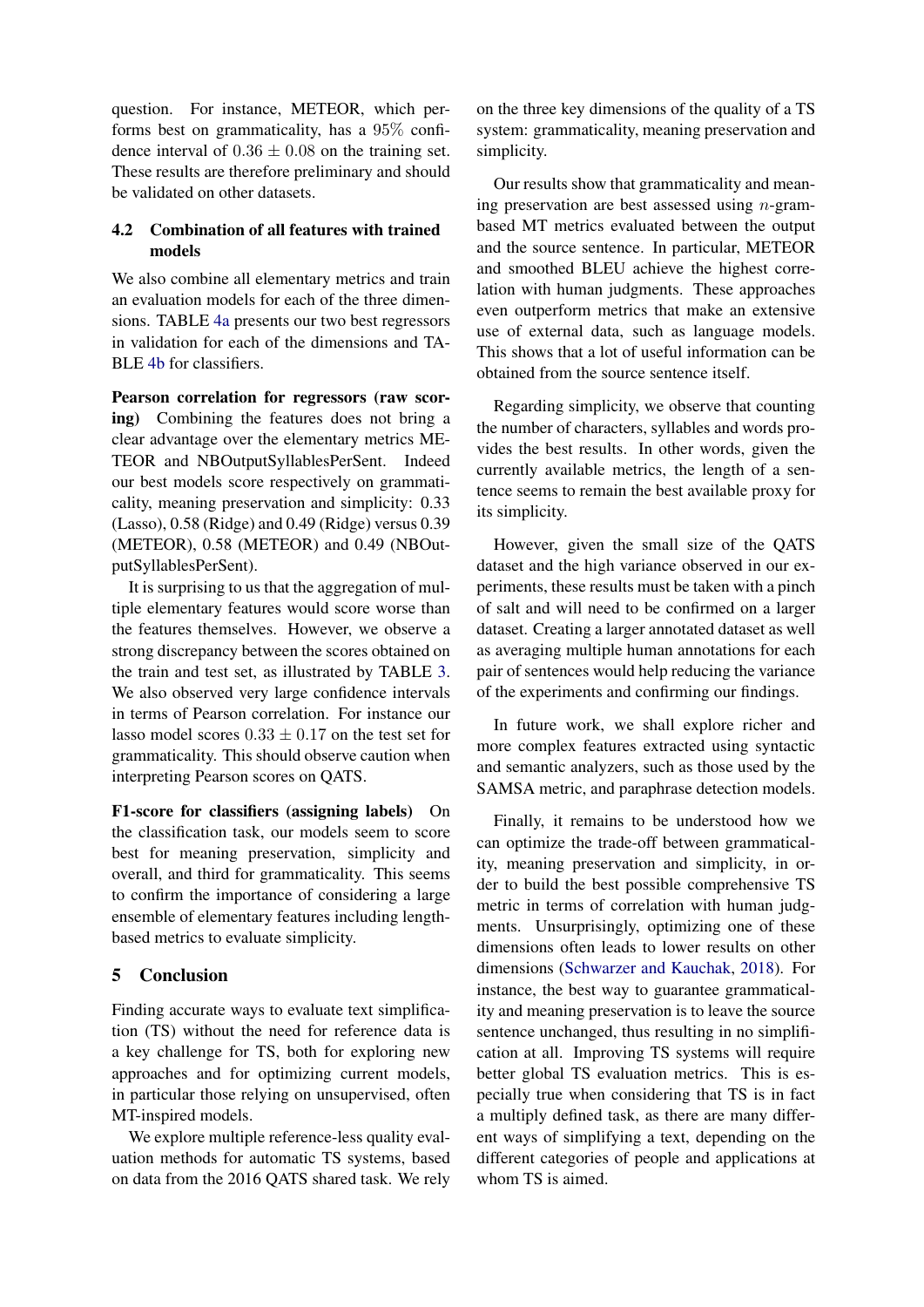question. For instance, METEOR, which performs best on grammaticality, has a 95% confidence interval of $0.36 \pm 0.08$ on the training set. These results are therefore preliminary and should be validated on other datasets.

### 4.2 Combination of all features with trained models

We also combine all elementary metrics and train an evaluation models for each of the three dimensions. TABLE 4a presents our two best regressors in validation for each of the dimensions and TABLE 4b for classifiers.

**Pearson correlation for regressors (raw scoring)** Combining the features does not bring a clear advantage over the elementary metrics METEOR and NBOutputSyllablesPerSent. Indeed our best models score respectively on grammaticality, meaning preservation and simplicity: 0.33 (Lasso), 0.58 (Ridge) and 0.49 (Ridge) versus 0.39 (METEOR), 0.58 (METEOR) and 0.49 (NBOutputSyllablesPerSent).

It is surprising to us that the aggregation of multiple elementary features would score worse than the features themselves. However, we observe a strong discrepancy between the scores obtained on the train and test set, as illustrated by TABLE 3. We also observed very large confidence intervals in terms of Pearson correlation. For instance our lasso model scores $0.33 \pm 0.17$ on the test set for grammaticality. This should observe caution when interpreting Pearson scores on QATS.

**F1-score for classifiers (assigning labels)** On the classification task, our models seem to score best for meaning preservation, simplicity and overall, and third for grammaticality. This seems to confirm the importance of considering a large ensemble of elementary features including length-based metrics to evaluate simplicity.

## 5 Conclusion

Finding accurate ways to evaluate text simplification (TS) without the need for reference data is a key challenge for TS, both for exploring new approaches and for optimizing current models, in particular those relying on unsupervised, often MT-inspired models.

We explore multiple reference-less quality evaluation methods for automatic TS systems, based on data from the 2016 QATS shared task. We rely on the three key dimensions of the quality of a TS system: grammaticality, meaning preservation and simplicity.

Our results show that grammaticality and meaning preservation are best assessed using $n$-gram-based MT metrics evaluated between the output and the source sentence. In particular, METEOR and smoothed BLEU achieve the highest correlation with human judgments. These approaches even outperform metrics that make an extensive use of external data, such as language models. This shows that a lot of useful information can be obtained from the source sentence itself.

Regarding simplicity, we observe that counting the number of characters, syllables and words provides the best results. In other words, given the currently available metrics, the length of a sentence seems to remain the best available proxy for its simplicity.

However, given the small size of the QATS dataset and the high variance observed in our experiments, these results must be taken with a pinch of salt and will need to be confirmed on a larger dataset. Creating a larger annotated dataset as well as averaging multiple human annotations for each pair of sentences would help reducing the variance of the experiments and confirming our findings.

In future work, we shall explore richer and more complex features extracted using syntactic and semantic analyzers, such as those used by the SAMSA metric, and paraphrase detection models.

Finally, it remains to be understood how we can optimize the trade-off between grammaticality, meaning preservation and simplicity, in order to build the best possible comprehensive TS metric in terms of correlation with human judgments. Unsurprisingly, optimizing one of these dimensions often leads to lower results on other dimensions (Schwarzer and Kauchak, 2018). For instance, the best way to guarantee grammaticality and meaning preservation is to leave the source sentence unchanged, thus resulting in no simplification at all. Improving TS systems will require better global TS evaluation metrics. This is especially true when considering that TS is in fact a multiply defined task, as there are many different ways of simplifying a text, depending on the different categories of people and applications at whom TS is aimed.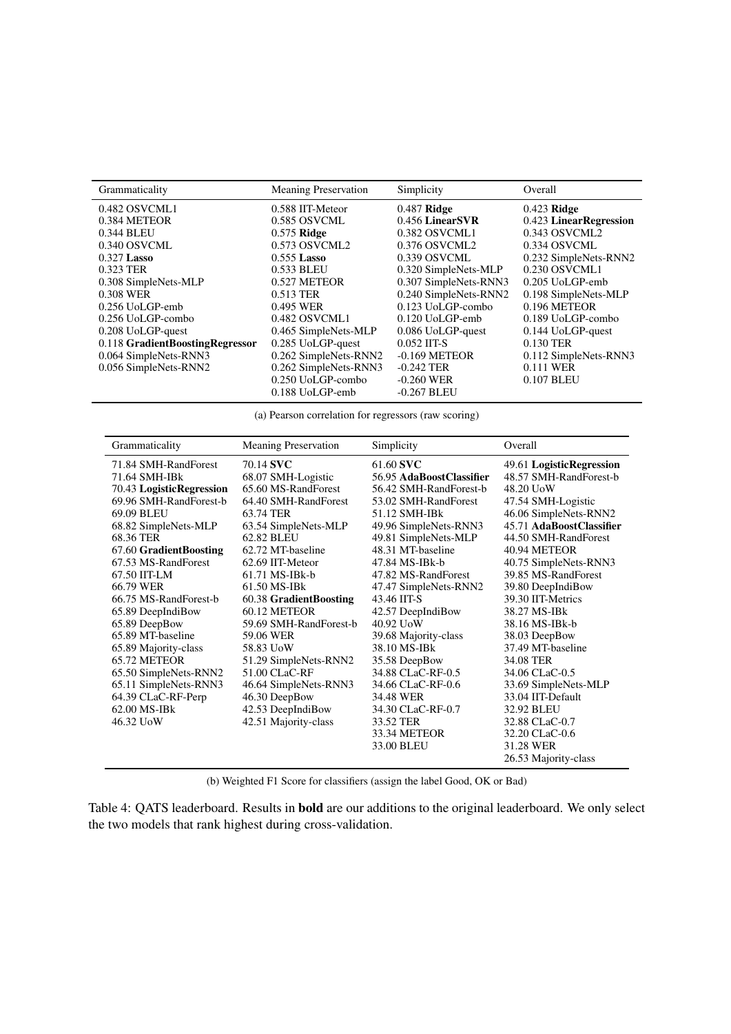| Grammaticality | Meaning Preservation | Simplicity | Overall |
|---|---|---|---|
| 0.482 OSVCML1 | 0.588 IIT-Meteor | 0.487 **Ridge** | 0.423 **Ridge** |
| 0.384 METEOR | 0.585 OSVCML | 0.456 **LinearSVR** | 0.423 **LinearRegression** |
| 0.344 BLEU | 0.575 **Ridge** | 0.382 OSVCML1 | 0.343 OSVCML2 |
| 0.340 OSVCML | 0.573 OSVCML2 | 0.376 OSVCML2 | 0.334 OSVCML |
| 0.327 **Lasso** | 0.555 **Lasso** | 0.339 OSVCML | 0.232 SimpleNets-RNN2 |
| 0.323 TER | 0.533 BLEU | 0.320 SimpleNets-MLP | 0.230 OSVCML1 |
| 0.308 SimpleNets-MLP | 0.527 METEOR | 0.307 SimpleNets-RNN3 | 0.205 UoLGP-emb |
| 0.308 WER | 0.513 TER | 0.240 SimpleNets-RNN2 | 0.198 SimpleNets-MLP |
| 0.256 UoLGP-emb | 0.495 WER | 0.123 UoLGP-combo | 0.196 METEOR |
| 0.256 UoLGP-combo | 0.482 OSVCML1 | 0.120 UoLGP-emb | 0.189 UoLGP-combo |
| 0.208 UoLGP-quest | 0.465 SimpleNets-MLP | 0.086 UoLGP-quest | 0.144 UoLGP-quest |
| 0.118 **GradientBoostingRegressor** | 0.285 UoLGP-quest | 0.052 IIT-S | 0.130 TER |
| 0.064 SimpleNets-RNN3 | 0.262 SimpleNets-RNN2 | -0.169 METEOR | 0.112 SimpleNets-RNN3 |
| 0.056 SimpleNets-RNN2 | 0.262 SimpleNets-RNN3 | -0.242 TER | 0.111 WER |
| | 0.250 UoLGP-combo | -0.260 WER | 0.107 BLEU |
| | 0.188 UoLGP-emb | -0.267 BLEU | |

(a) Pearson correlation for regressors (raw scoring)

| Grammaticality | Meaning Preservation | Simplicity | Overall |
|---|---|---|---|
| 71.84 SMH-RandForest | 70.14 **SVC** | 61.60 **SVC** | 49.61 **LogisticRegression** |
| 71.64 SMH-IBk | 68.07 SMH-Logistic | 56.95 **AdaBoostClassifier** | 48.57 SMH-RandForest-b |
| 70.43 **LogisticRegression** | 65.60 MS-RandForest | 56.42 SMH-RandForest-b | 48.20 UoW |
| 69.96 SMH-RandForest-b | 64.40 SMH-RandForest | 53.02 SMH-RandForest | 47.54 SMH-Logistic |
| 69.09 BLEU | 63.74 TER | 51.12 SMH-IBk | 46.06 SimpleNets-RNN2 |
| 68.82 SimpleNets-MLP | 63.54 SimpleNets-MLP | 49.96 SimpleNets-RNN3 | 45.71 **AdaBoostClassifier** |
| 68.36 TER | 62.82 BLEU | 49.81 SimpleNets-MLP | 44.50 SMH-RandForest |
| 67.60 **GradientBoosting** | 62.72 MT-baseline | 48.31 MT-baseline | 40.94 METEOR |
| 67.53 MS-RandForest | 62.69 IIT-Meteor | 47.84 MS-IBk-b | 40.75 SimpleNets-RNN3 |
| 67.50 IIT-LM | 61.71 MS-IBk-b | 47.82 MS-RandForest | 39.85 MS-RandForest |
| 66.79 WER | 61.50 MS-IBk | 47.47 SimpleNets-RNN2 | 39.80 DeepIndiBow |
| 66.75 MS-RandForest-b | 60.38 **GradientBoosting** | 43.46 IIT-S | 39.30 IIT-Metrics |
| 65.89 DeepIndiBow | 60.12 METEOR | 42.57 DeepIndiBow | 38.27 MS-IBk |
| 65.89 DeepBow | 59.69 SMH-RandForest-b | 40.92 UoW | 38.16 MS-IBk-b |
| 65.89 MT-baseline | 59.06 WER | 39.68 Majority-class | 38.03 DeepBow |
| 65.89 Majority-class | 58.83 UoW | 38.10 MS-IBk | 37.49 MT-baseline |
| 65.72 METEOR | 51.29 SimpleNets-RNN2 | 35.58 DeepBow | 34.08 TER |
| 65.50 SimpleNets-RNN2 | 51.00 CLaC-RF | 34.88 CLaC-RF-0.5 | 34.06 CLaC-0.5 |
| 65.11 SimpleNets-RNN3 | 46.64 SimpleNets-RNN3 | 34.66 CLaC-RF-0.6 | 33.69 SimpleNets-MLP |
| 64.39 CLaC-RF-Perp | 46.30 DeepBow | 34.48 WER | 33.04 IIT-Default |
| 62.00 MS-IBk | 42.53 DeepIndiBow | 34.30 CLaC-RF-0.7 | 32.92 BLEU |
| 46.32 UoW | 42.51 Majority-class | 33.52 TER | 32.88 CLaC-0.7 |
| | | 33.34 METEOR | 32.20 CLaC-0.6 |
| | | 33.00 BLEU | 31.28 WER |
| | | | 26.53 Majority-class |

(b) Weighted F1 Score for classifiers (assign the label Good, OK or Bad)

Table 4: QATS leaderboard. Results in **bold** are our additions to the original leaderboard. We only select the two models that rank highest during cross-validation.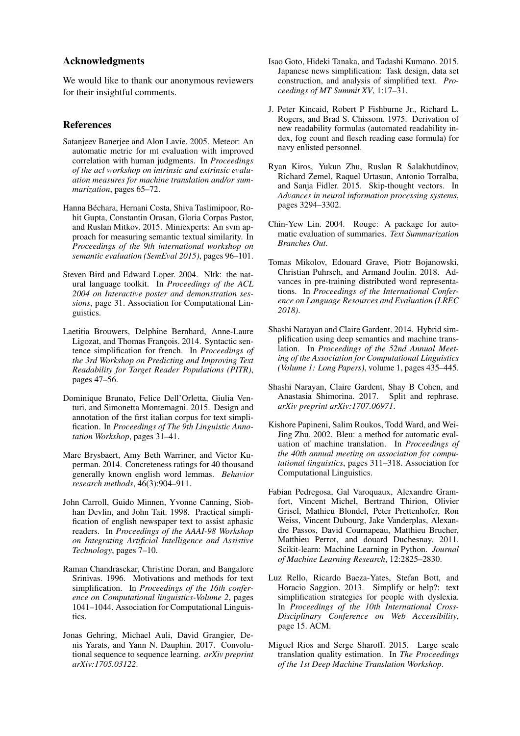## Acknowledgments

We would like to thank our anonymous reviewers for their insightful comments.

## References

Satanjeev Banerjee and Alon Lavie. 2005. Meteor: An automatic metric for mt evaluation with improved correlation with human judgments. In *Proceedings of the acl workshop on intrinsic and extrinsic evaluation measures for machine translation and/or summarization*, pages 65–72.

Hanna Béchara, Hernani Costa, Shiva Taslimipoor, Rohit Gupta, Constantin Orasan, Gloria Corpas Pastor, and Ruslan Mitkov. 2015. Miniexperts: An svm approach for measuring semantic textual similarity. In *Proceedings of the 9th international workshop on semantic evaluation (SemEval 2015)*, pages 96–101.

Steven Bird and Edward Loper. 2004. Nltk: the natural language toolkit. In *Proceedings of the ACL 2004 on Interactive poster and demonstration sessions*, page 31. Association for Computational Linguistics.

Laetitia Brouwers, Delphine Bernhard, Anne-Laure Ligozat, and Thomas François. 2014. Syntactic sentence simplification for french. In *Proceedings of the 3rd Workshop on Predicting and Improving Text Readability for Target Reader Populations (PITR)*, pages 47–56.

Dominique Brunato, Felice Dell'Orletta, Giulia Venturi, and Simonetta Montemagni. 2015. Design and annotation of the first italian corpus for text simplification. In *Proceedings of The 9th Linguistic Annotation Workshop*, pages 31–41.

Marc Brysbaert, Amy Beth Warriner, and Victor Kuperman. 2014. Concreteness ratings for 40 thousand generally known english word lemmas. *Behavior research methods*, 46(3):904–911.

John Carroll, Guido Minnen, Yvonne Canning, Siobhan Devlin, and John Tait. 1998. Practical simplification of english newspaper text to assist aphasic readers. In *Proceedings of the AAAI-98 Workshop on Integrating Artificial Intelligence and Assistive Technology*, pages 7–10.

Raman Chandrasekar, Christine Doran, and Bangalore Srinivas. 1996. Motivations and methods for text simplification. In *Proceedings of the 16th conference on Computational linguistics-Volume 2*, pages 1041–1044. Association for Computational Linguistics.

Jonas Gehring, Michael Auli, David Grangier, Denis Yarats, and Yann N. Dauphin. 2017. Convolutional sequence to sequence learning. *arXiv preprint arXiv:1705.03122*.

Isao Goto, Hideki Tanaka, and Tadashi Kumano. 2015. Japanese news simplification: Task design, data set construction, and analysis of simplified text. *Proceedings of MT Summit XV*, 1:17–31.

J. Peter Kincaid, Robert P Fishburne Jr., Richard L. Rogers, and Brad S. Chissom. 1975. Derivation of new readability formulas (automated readability index, fog count and flesch reading ease formula) for navy enlisted personnel.

Ryan Kiros, Yukun Zhu, Ruslan R Salakhutdinov, Richard Zemel, Raquel Urtasun, Antonio Torralba, and Sanja Fidler. 2015. Skip-thought vectors. In *Advances in neural information processing systems*, pages 3294–3302.

Chin-Yew Lin. 2004. Rouge: A package for automatic evaluation of summaries. *Text Summarization Branches Out*.

Tomas Mikolov, Edouard Grave, Piotr Bojanowski, Christian Puhrsch, and Armand Joulin. 2018. Advances in pre-training distributed word representations. In *Proceedings of the International Conference on Language Resources and Evaluation (LREC 2018)*.

Shashi Narayan and Claire Gardent. 2014. Hybrid simplification using deep semantics and machine translation. In *Proceedings of the 52nd Annual Meeting of the Association for Computational Linguistics (Volume 1: Long Papers)*, volume 1, pages 435–445.

Shashi Narayan, Claire Gardent, Shay B Cohen, and Anastasia Shimorina. 2017. Split and rephrase. *arXiv preprint arXiv:1707.06971*.

Kishore Papineni, Salim Roukos, Todd Ward, and Wei-Jing Zhu. 2002. Bleu: a method for automatic evaluation of machine translation. In *Proceedings of the 40th annual meeting on association for computational linguistics*, pages 311–318. Association for Computational Linguistics.

Fabian Pedregosa, Gal Varoquaux, Alexandre Gramfort, Vincent Michel, Bertrand Thirion, Olivier Grisel, Mathieu Blondel, Peter Prettenhofer, Ron Weiss, Vincent Dubourg, Jake Vanderplas, Alexandre Passos, David Cournapeau, Matthieu Brucher, Matthieu Perrot, and douard Duchesnay. 2011. Scikit-learn: Machine Learning in Python. *Journal of Machine Learning Research*, 12:2825–2830.

Luz Rello, Ricardo Baeza-Yates, Stefan Bott, and Horacio Saggion. 2013. Simplify or help?: text simplification strategies for people with dyslexia. In *Proceedings of the 10th International Cross-Disciplinary Conference on Web Accessibility*, page 15. ACM.

Miguel Rios and Serge Sharoff. 2015. Large scale translation quality estimation. In *The Proceedings of the 1st Deep Machine Translation Workshop*.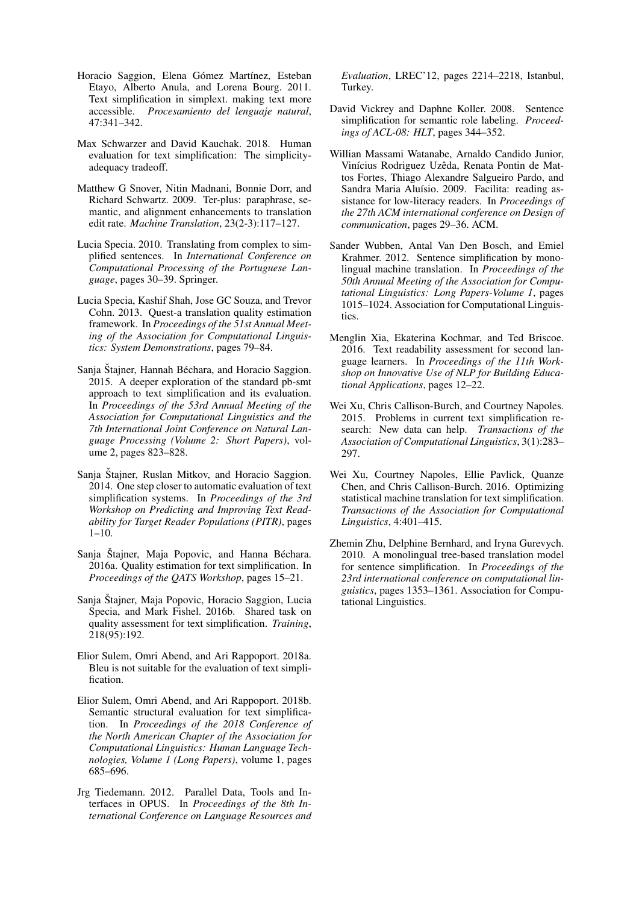Horacio Saggion, Elena Gómez Martínez, Esteban Etayo, Alberto Anula, and Lorena Bourg. 2011. Text simplification in simplext. making text more accessible. *Procesamiento del lenguaje natural*, 47:341–342.

Max Schwarzer and David Kauchak. 2018. Human evaluation for text simplification: The simplicity-adequacy tradeoff.

Matthew G Snover, Nitin Madnani, Bonnie Dorr, and Richard Schwartz. 2009. Ter-plus: paraphrase, semantic, and alignment enhancements to translation edit rate. *Machine Translation*, 23(2-3):117–127.

Lucia Specia. 2010. Translating from complex to simplified sentences. In *International Conference on Computational Processing of the Portuguese Language*, pages 30–39. Springer.

Lucia Specia, Kashif Shah, Jose GC Souza, and Trevor Cohn. 2013. Quest-a translation quality estimation framework. In *Proceedings of the 51st Annual Meeting of the Association for Computational Linguistics: System Demonstrations*, pages 79–84.

Sanja Štajner, Hannah Béchara, and Horacio Saggion. 2015. A deeper exploration of the standard pb-smt approach to text simplification and its evaluation. In *Proceedings of the 53rd Annual Meeting of the Association for Computational Linguistics and the 7th International Joint Conference on Natural Language Processing (Volume 2: Short Papers)*, volume 2, pages 823–828.

Sanja Štajner, Ruslan Mitkov, and Horacio Saggion. 2014. One step closer to automatic evaluation of text simplification systems. In *Proceedings of the 3rd Workshop on Predicting and Improving Text Readability for Target Reader Populations (PITR)*, pages 1–10.

Sanja Štajner, Maja Popovic, and Hanna Béchara. 2016a. Quality estimation for text simplification. In *Proceedings of the QATS Workshop*, pages 15–21.

Sanja Štajner, Maja Popovic, Horacio Saggion, Lucia Specia, and Mark Fishel. 2016b. Shared task on quality assessment for text simplification. *Training*, 218(95):192.

Elior Sulem, Omri Abend, and Ari Rappoport. 2018a. Bleu is not suitable for the evaluation of text simplification.

Elior Sulem, Omri Abend, and Ari Rappoport. 2018b. Semantic structural evaluation for text simplification. In *Proceedings of the 2018 Conference of the North American Chapter of the Association for Computational Linguistics: Human Language Technologies, Volume 1 (Long Papers)*, volume 1, pages 685–696.

Jrg Tiedemann. 2012. Parallel Data, Tools and Interfaces in OPUS. In *Proceedings of the 8th International Conference on Language Resources and Evaluation*, LREC'12, pages 2214–2218, Istanbul, Turkey.

David Vickrey and Daphne Koller. 2008. Sentence simplification for semantic role labeling. *Proceedings of ACL-08: HLT*, pages 344–352.

Willian Massami Watanabe, Arnaldo Candido Junior, Vinícius Rodriguez Uzêda, Renata Pontin de Mattos Fortes, Thiago Alexandre Salgueiro Pardo, and Sandra Maria Aluísio. 2009. Facilita: reading assistance for low-literacy readers. In *Proceedings of the 27th ACM international conference on Design of communication*, pages 29–36. ACM.

Sander Wubben, Antal Van Den Bosch, and Emiel Krahmer. 2012. Sentence simplification by monolingual machine translation. In *Proceedings of the 50th Annual Meeting of the Association for Computational Linguistics: Long Papers-Volume 1*, pages 1015–1024. Association for Computational Linguistics.

Menglin Xia, Ekaterina Kochmar, and Ted Briscoe. 2016. Text readability assessment for second language learners. In *Proceedings of the 11th Workshop on Innovative Use of NLP for Building Educational Applications*, pages 12–22.

Wei Xu, Chris Callison-Burch, and Courtney Napoles. 2015. Problems in current text simplification research: New data can help. *Transactions of the Association of Computational Linguistics*, 3(1):283–297.

Wei Xu, Courtney Napoles, Ellie Pavlick, Quanze Chen, and Chris Callison-Burch. 2016. Optimizing statistical machine translation for text simplification. *Transactions of the Association for Computational Linguistics*, 4:401–415.

Zhemin Zhu, Delphine Bernhard, and Iryna Gurevych. 2010. A monolingual tree-based translation model for sentence simplification. In *Proceedings of the 23rd international conference on computational linguistics*, pages 1353–1361. Association for Computational Linguistics.